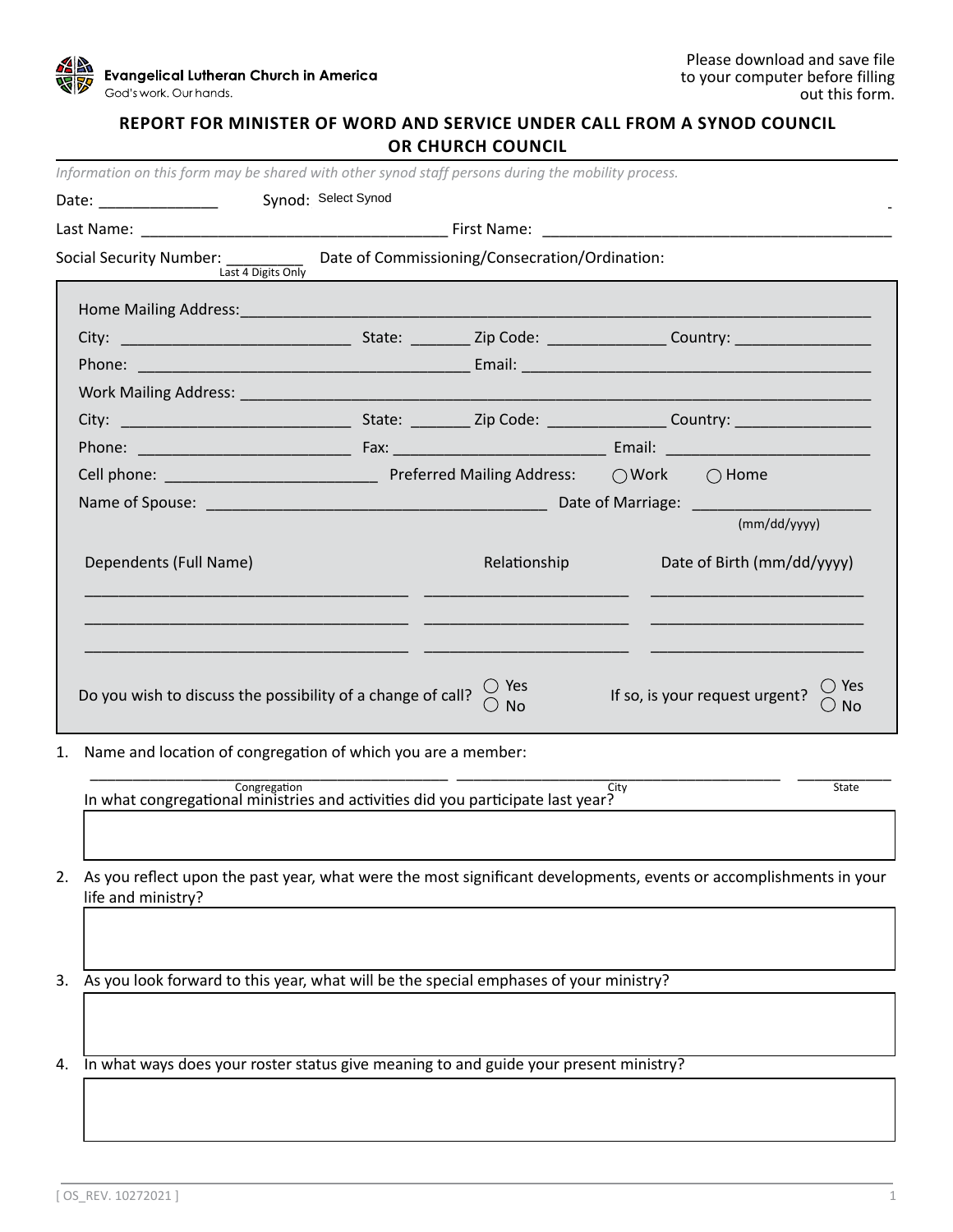Evangelical Lutheran Church in America
God's work. Our hands.

Please download and save file to your computer before filling out this form.

## REPORT FOR MINISTER OF WORD AND SERVICE UNDER CALL FROM A SYNOD COUNCIL OR CHURCH COUNCIL

*Information on this form may be shared with other synod staff persons during the mobility process.*

Date: ______________ Synod: Select Synod

Last Name: ____________________________________ First Name: ________________________________________

Social Security Number: _________ (Last 4 Digits Only) Date of Commissioning/Consecration/Ordination:

Home Mailing Address: ____________________________________________________________________________

City: __________________________ State: _______ Zip Code: _____________ Country: ________________

Phone: ______________________________________ Email: ________________________________________

Work Mailing Address: ____________________________________________________________________________

City: __________________________ State: _______ Zip Code: _____________ Country: ________________

Phone: ________________________ Fax: ________________________ Email: ________________________

Cell phone: ________________________ Preferred Mailing Address: ◯ Work ◯ Home

Name of Spouse: ________________________________________ Date of Marriage: ____________________ (mm/dd/yyyy)

| Dependents (Full Name) | Relationship | Date of Birth (mm/dd/yyyy) |
|---|---|---|
| | | |
| | | |
| | | |

Do you wish to discuss the possibility of a change of call? ◯ Yes ◯ No

If so, is your request urgent? ◯ Yes ◯ No

1. Name and location of congregation of which you are a member:

   ________________________ (Congregation) ________________________ (City) __________ (State)

   In what congregational ministries and activities did you participate last year?

2. As you reflect upon the past year, what were the most significant developments, events or accomplishments in your life and ministry?

3. As you look forward to this year, what will be the special emphases of your ministry?

4. In what ways does your roster status give meaning to and guide your present ministry?

[ OS_REV. 10272021 ]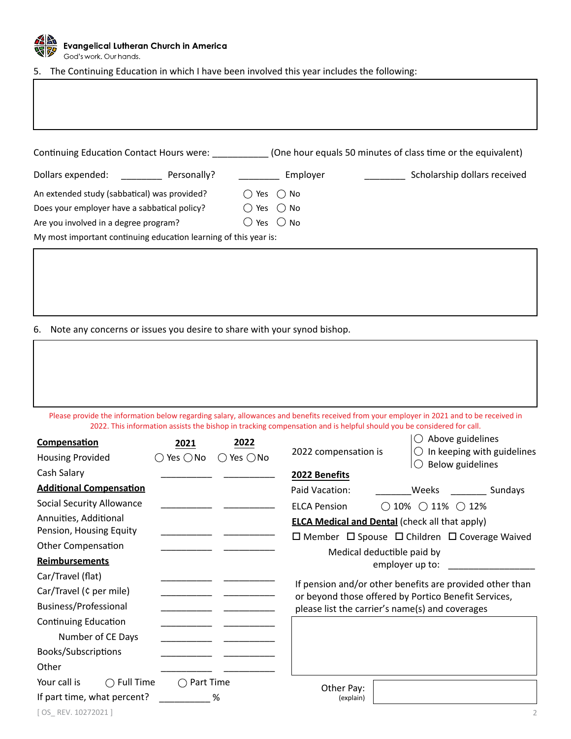Evangelical Lutheran Church in America
God's work. Our hands.

5. The Continuing Education in which I have been involved this year includes the following:

Continuing Education Contact Hours were: ___________ (One hour equals 50 minutes of class time or the equivalent)

Dollars expended: ________ Personally? ________ Employer ________ Scholarship dollars received

An extended study (sabbatical) was provided? ◯ Yes ◯ No

Does your employer have a sabbatical policy? ◯ Yes ◯ No

Are you involved in a degree program? ◯ Yes ◯ No

My most important continuing education learning of this year is:

6. Note any concerns or issues you desire to share with your synod bishop.

Please provide the information below regarding salary, allowances and benefits received from your employer in 2021 and to be received in 2022. This information assists the bishop in tracking compensation and is helpful should you be considered for call.

| **Compensation** | **2021** | **2022** |
|---|---|---|
| Housing Provided | ◯ Yes ◯ No | ◯ Yes ◯ No |
| Cash Salary | __________ | __________ |
| **Additional Compensation** | | |
| Social Security Allowance | __________ | __________ |
| Annuities, Additional Pension, Housing Equity | __________ | __________ |
| Other Compensation | __________ | __________ |
| **Reimbursements** | | |
| Car/Travel (flat) | __________ | __________ |
| Car/Travel (¢ per mile) | __________ | __________ |
| Business/Professional | __________ | __________ |
| Continuing Education | __________ | __________ |
| Number of CE Days | __________ | __________ |
| Books/Subscriptions | __________ | __________ |
| Other | __________ | __________ |

Your call is ◯ Full Time ◯ Part Time

If part time, what percent? __________ %

2022 compensation is ◯ Above guidelines ◯ In keeping with guidelines ◯ Below guidelines

**2022 Benefits**

Paid Vacation: _______Weeks _______ Sundays

ELCA Pension ◯ 10% ◯ 11% ◯ 12%

**ELCA Medical and Dental** (check all that apply)

☐ Member ☐ Spouse ☐ Children ☐ Coverage Waived

Medical deductible paid by employer up to: ________________

If pension and/or other benefits are provided other than or beyond those offered by Portico Benefit Services, please list the carrier's name(s) and coverages

Other Pay: (explain)

[ OS_ REV. 10272021 ]